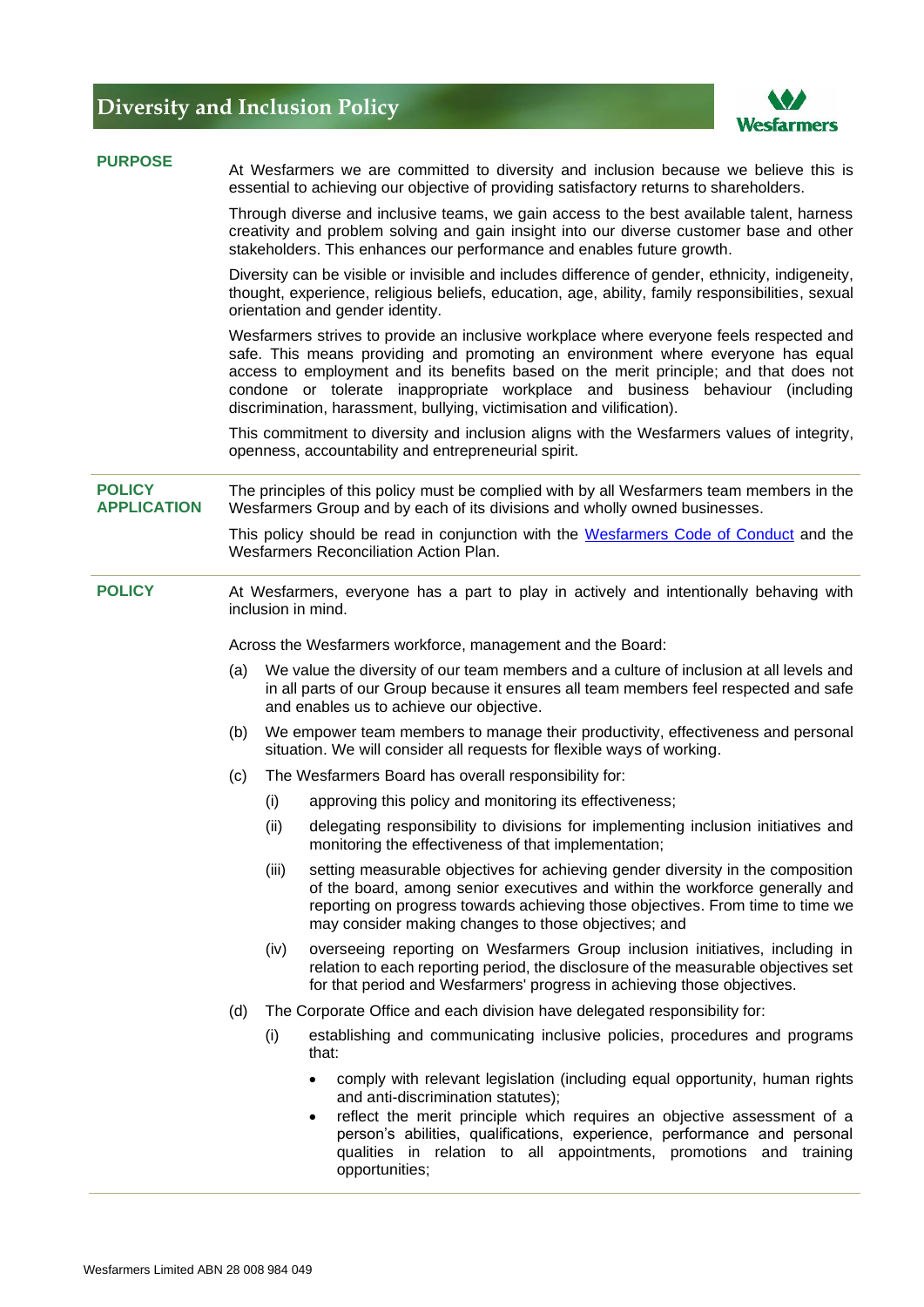# Diversity and Inclusion Policy

Wesfarmers

## PURPOSE

At Wesfarmers we are committed to diversity and inclusion because we believe this is essential to achieving our objective of providing satisfactory returns to shareholders.

Through diverse and inclusive teams, we gain access to the best available talent, harness creativity and problem solving and gain insight into our diverse customer base and other stakeholders. This enhances our performance and enables future growth.

Diversity can be visible or invisible and includes difference of gender, ethnicity, indigeneity, thought, experience, religious beliefs, education, age, ability, family responsibilities, sexual orientation and gender identity.

Wesfarmers strives to provide an inclusive workplace where everyone feels respected and safe. This means providing and promoting an environment where everyone has equal access to employment and its benefits based on the merit principle; and that does not condone or tolerate inappropriate workplace and business behaviour (including discrimination, harassment, bullying, victimisation and vilification).

This commitment to diversity and inclusion aligns with the Wesfarmers values of integrity, openness, accountability and entrepreneurial spirit.

## POLICY APPLICATION

The principles of this policy must be complied with by all Wesfarmers team members in the Wesfarmers Group and by each of its divisions and wholly owned businesses.

This policy should be read in conjunction with the Wesfarmers Code of Conduct and the Wesfarmers Reconciliation Action Plan.

## POLICY

At Wesfarmers, everyone has a part to play in actively and intentionally behaving with inclusion in mind.

Across the Wesfarmers workforce, management and the Board:

(a) We value the diversity of our team members and a culture of inclusion at all levels and in all parts of our Group because it ensures all team members feel respected and safe and enables us to achieve our objective.

(b) We empower team members to manage their productivity, effectiveness and personal situation. We will consider all requests for flexible ways of working.

(c) The Wesfarmers Board has overall responsibility for:

  (i) approving this policy and monitoring its effectiveness;

  (ii) delegating responsibility to divisions for implementing inclusion initiatives and monitoring the effectiveness of that implementation;

  (iii) setting measurable objectives for achieving gender diversity in the composition of the board, among senior executives and within the workforce generally and reporting on progress towards achieving those objectives. From time to time we may consider making changes to those objectives; and

  (iv) overseeing reporting on Wesfarmers Group inclusion initiatives, including in relation to each reporting period, the disclosure of the measurable objectives set for that period and Wesfarmers' progress in achieving those objectives.

(d) The Corporate Office and each division have delegated responsibility for:

  (i) establishing and communicating inclusive policies, procedures and programs that:

  - comply with relevant legislation (including equal opportunity, human rights and anti-discrimination statutes);
  - reflect the merit principle which requires an objective assessment of a person's abilities, qualifications, experience, performance and personal qualities in relation to all appointments, promotions and training opportunities;

Wesfarmers Limited ABN 28 008 984 049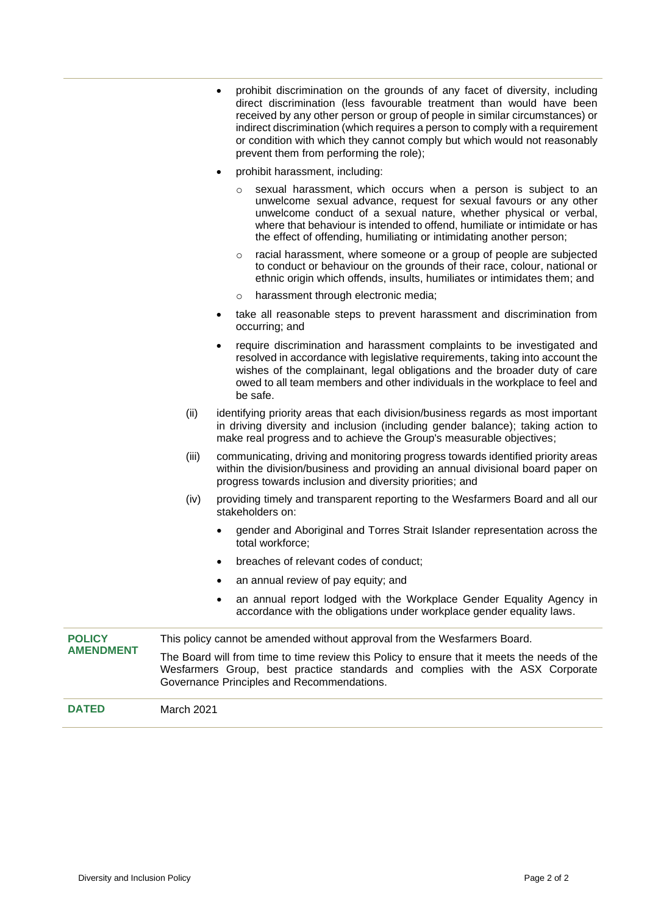- prohibit discrimination on the grounds of any facet of diversity, including direct discrimination (less favourable treatment than would have been received by any other person or group of people in similar circumstances) or indirect discrimination (which requires a person to comply with a requirement or condition with which they cannot comply but which would not reasonably prevent them from performing the role);
- prohibit harassment, including:
  - sexual harassment, which occurs when a person is subject to an unwelcome sexual advance, request for sexual favours or any other unwelcome conduct of a sexual nature, whether physical or verbal, where that behaviour is intended to offend, humiliate or intimidate or has the effect of offending, humiliating or intimidating another person;
  - racial harassment, where someone or a group of people are subjected to conduct or behaviour on the grounds of their race, colour, national or ethnic origin which offends, insults, humiliates or intimidates them; and
  - harassment through electronic media;
- take all reasonable steps to prevent harassment and discrimination from occurring; and
- require discrimination and harassment complaints to be investigated and resolved in accordance with legislative requirements, taking into account the wishes of the complainant, legal obligations and the broader duty of care owed to all team members and other individuals in the workplace to feel and be safe.

(ii) identifying priority areas that each division/business regards as most important in driving diversity and inclusion (including gender balance); taking action to make real progress and to achieve the Group's measurable objectives;

(iii) communicating, driving and monitoring progress towards identified priority areas within the division/business and providing an annual divisional board paper on progress towards inclusion and diversity priorities; and

(iv) providing timely and transparent reporting to the Wesfarmers Board and all our stakeholders on:

- gender and Aboriginal and Torres Strait Islander representation across the total workforce;
- breaches of relevant codes of conduct;
- an annual review of pay equity; and
- an annual report lodged with the Workplace Gender Equality Agency in accordance with the obligations under workplace gender equality laws.

**POLICY AMENDMENT**

This policy cannot be amended without approval from the Wesfarmers Board.

The Board will from time to time review this Policy to ensure that it meets the needs of the Wesfarmers Group, best practice standards and complies with the ASX Corporate Governance Principles and Recommendations.

**DATED**

March 2021